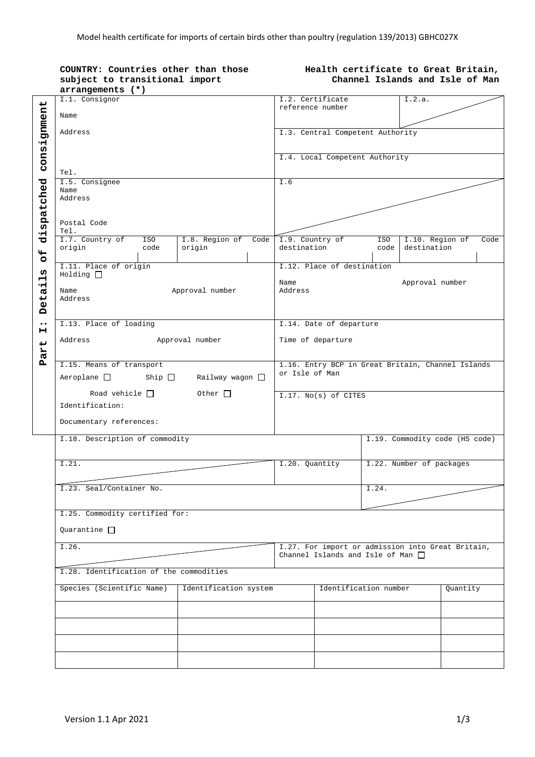Model health certificate for imports of certain birds other than poultry (regulation 139/2013) GBHC027X

**COUNTRY: Countries other than those subject to transitional import arrangements (*)**

**Health certificate to Great Britain, Channel Islands and Isle of Man**

**Part I: Details of dispatched consignment**

| | |
|---|---|
| I.1. Consignor<br>Name<br>Address<br>Tel. | I.2. Certificate reference number / I.2.a. |
| | I.3. Central Competent Authority |
| | I.4. Local Competent Authority |
| I.5. Consignee<br>Name<br>Address<br>Postal Code<br>Tel. | I.6 |
| I.7. Country of origin / ISO code / I.8. Region of origin / Code | I.9. Country of destination / ISO code / I.10. Region of destination / Code |
| I.11. Place of origin<br>Holding ☐<br>Name / Approval number<br>Address | I.12. Place of destination<br>Name / Approval number<br>Address |
| I.13. Place of loading<br>Address / Approval number | I.14. Date of departure<br>Time of departure |
| I.15. Means of transport<br>Aeroplane ☐ Ship ☐ Railway wagon ☐<br>Road vehicle ☐ Other ☐<br>Identification:<br>Documentary references: | 1.16. Entry BCP in Great Britain, Channel Islands or Isle of Man |
| | I.17. No(s) of CITES |
| I.18. Description of commodity | I.19. Commodity code (HS code) |
| I.21. | I.20. Quantity / I.22. Number of packages |
| I.23. Seal/Container No. | I.24. |
| I.25. Commodity certified for:<br>Quarantine ☐ | |
| I.26. | I.27. For import or admission into Great Britain, Channel Islands and Isle of Man ☐ |

I.28. Identification of the commodities

| Species (Scientific Name) | Identification system | Identification number | Quantity |
|---|---|---|---|
| | | | |
| | | | |
| | | | |
| | | | |

Version 1.1 Apr 2021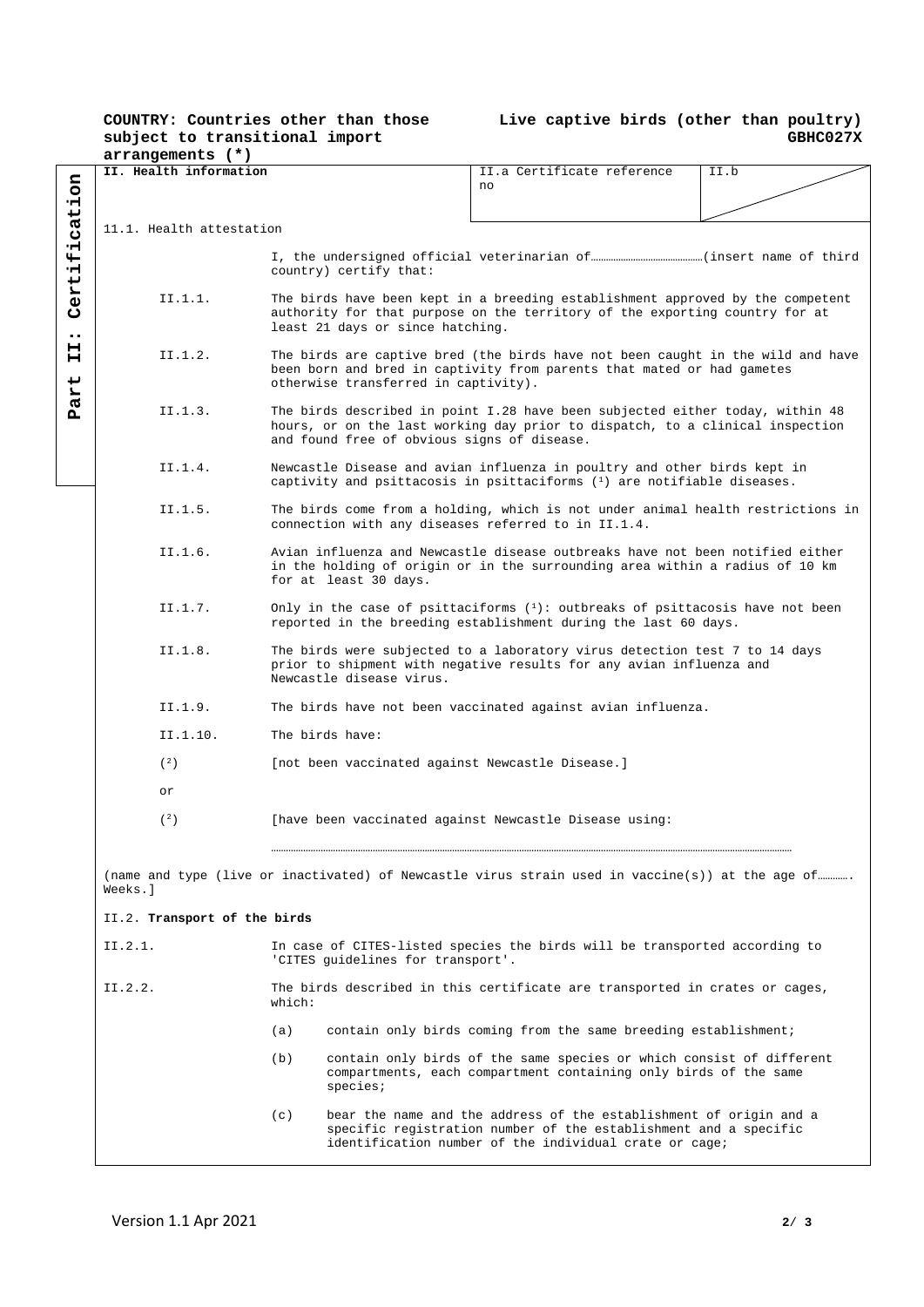**COUNTRY: Countries other than those subject to transitional import arrangements (*)**

**Live captive birds (other than poultry) GBHC027X**

**Part II: Certification**

| **II. Health information** | II.a Certificate reference no | II.b |
|---|---|---|

11.1. Health attestation

I, the undersigned official veterinarian of……………………………………(insert name of third country) certify that:

II.1.1. The birds have been kept in a breeding establishment approved by the competent authority for that purpose on the territory of the exporting country for at least 21 days or since hatching.

II.1.2. The birds are captive bred (the birds have not been caught in the wild and have been born and bred in captivity from parents that mated or had gametes otherwise transferred in captivity).

II.1.3. The birds described in point I.28 have been subjected either today, within 48 hours, or on the last working day prior to dispatch, to a clinical inspection and found free of obvious signs of disease.

II.1.4. Newcastle Disease and avian influenza in poultry and other birds kept in captivity and psittacosis in psittaciforms (1) are notifiable diseases.

II.1.5. The birds come from a holding, which is not under animal health restrictions in connection with any diseases referred to in II.1.4.

II.1.6. Avian influenza and Newcastle disease outbreaks have not been notified either in the holding of origin or in the surrounding area within a radius of 10 km for at least 30 days.

II.1.7. Only in the case of psittaciforms (1): outbreaks of psittacosis have not been reported in the breeding establishment during the last 60 days.

II.1.8. The birds were subjected to a laboratory virus detection test 7 to 14 days prior to shipment with negative results for any avian influenza and Newcastle disease virus.

II.1.9. The birds have not been vaccinated against avian influenza.

II.1.10. The birds have:

(2) [not been vaccinated against Newcastle Disease.]

or

(2) [have been vaccinated against Newcastle Disease using:

………………………………………………………………………………………………………………………………………………………………………………

(name and type (live or inactivated) of Newcastle virus strain used in vaccine(s)) at the age of………… Weeks.]

II.2. **Transport of the birds**

II.2.1. In case of CITES-listed species the birds will be transported according to 'CITES guidelines for transport'.

II.2.2. The birds described in this certificate are transported in crates or cages, which:

(a) contain only birds coming from the same breeding establishment;

(b) contain only birds of the same species or which consist of different compartments, each compartment containing only birds of the same species;

(c) bear the name and the address of the establishment of origin and a specific registration number of the establishment and a specific identification number of the individual crate or cage;

Version 1.1 Apr 2021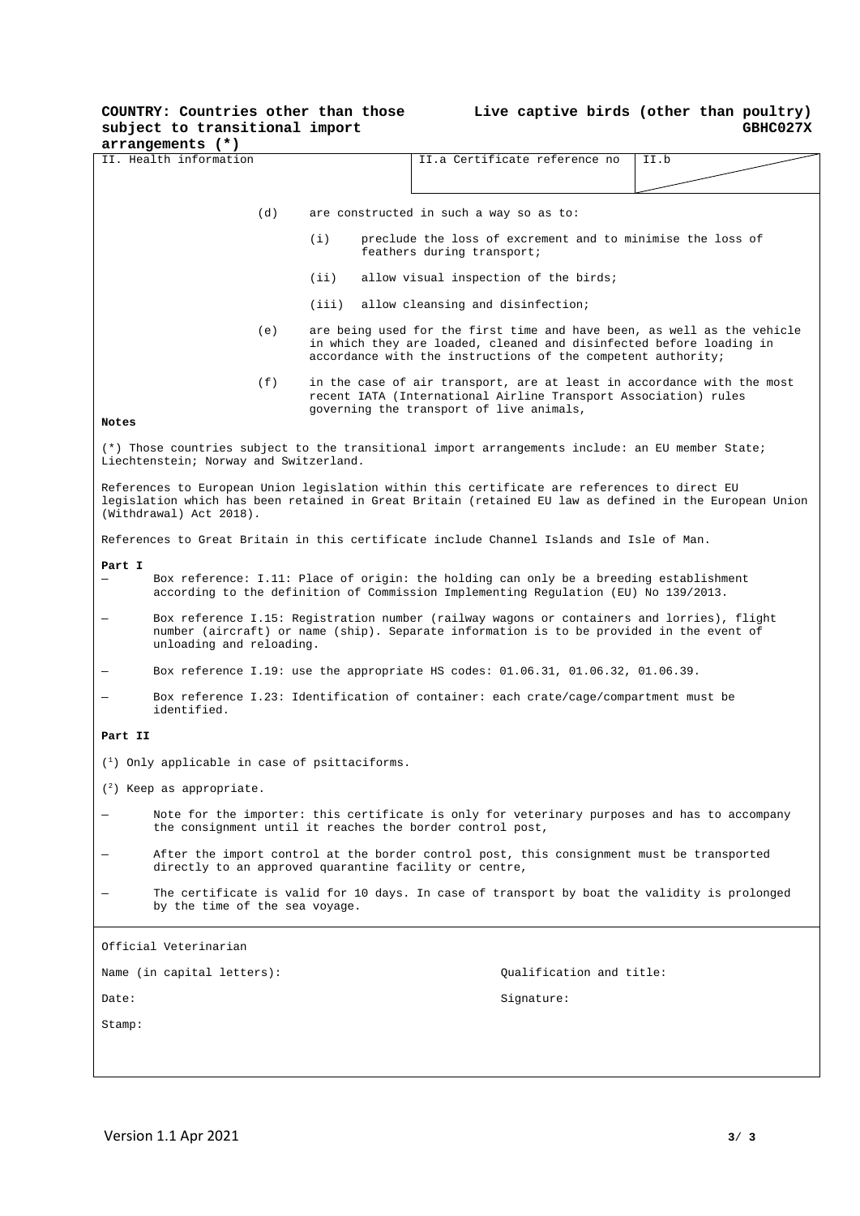II. Health information

| II.a Certificate reference no | II.b |
|---|---|
| | |

(d) are constructed in such a way so as to:

(i) preclude the loss of excrement and to minimise the loss of feathers during transport;

(ii) allow visual inspection of the birds;

(iii) allow cleansing and disinfection;

(e) are being used for the first time and have been, as well as the vehicle in which they are loaded, cleaned and disinfected before loading in accordance with the instructions of the competent authority;

(f) in the case of air transport, are at least in accordance with the most recent IATA (International Airline Transport Association) rules governing the transport of live animals,

**Notes**

(*) Those countries subject to the transitional import arrangements include: an EU member State; Liechtenstein; Norway and Switzerland.

References to European Union legislation within this certificate are references to direct EU legislation which has been retained in Great Britain (retained EU law as defined in the European Union (Withdrawal) Act 2018).

References to Great Britain in this certificate include Channel Islands and Isle of Man.

**Part I**

— Box reference: I.11: Place of origin: the holding can only be a breeding establishment according to the definition of Commission Implementing Regulation (EU) No 139/2013.

— Box reference I.15: Registration number (railway wagons or containers and lorries), flight number (aircraft) or name (ship). Separate information is to be provided in the event of unloading and reloading.

— Box reference I.19: use the appropriate HS codes: 01.06.31, 01.06.32, 01.06.39.

— Box reference I.23: Identification of container: each crate/cage/compartment must be identified.

**Part II**

(1) Only applicable in case of psittaciforms.

(2) Keep as appropriate.

— Note for the importer: this certificate is only for veterinary purposes and has to accompany the consignment until it reaches the border control post,

— After the import control at the border control post, this consignment must be transported directly to an approved quarantine facility or centre,

— The certificate is valid for 10 days. In case of transport by boat the validity is prolonged by the time of the sea voyage.

Official Veterinarian

Name (in capital letters): Qualification and title:

Date: Signature:

Stamp: